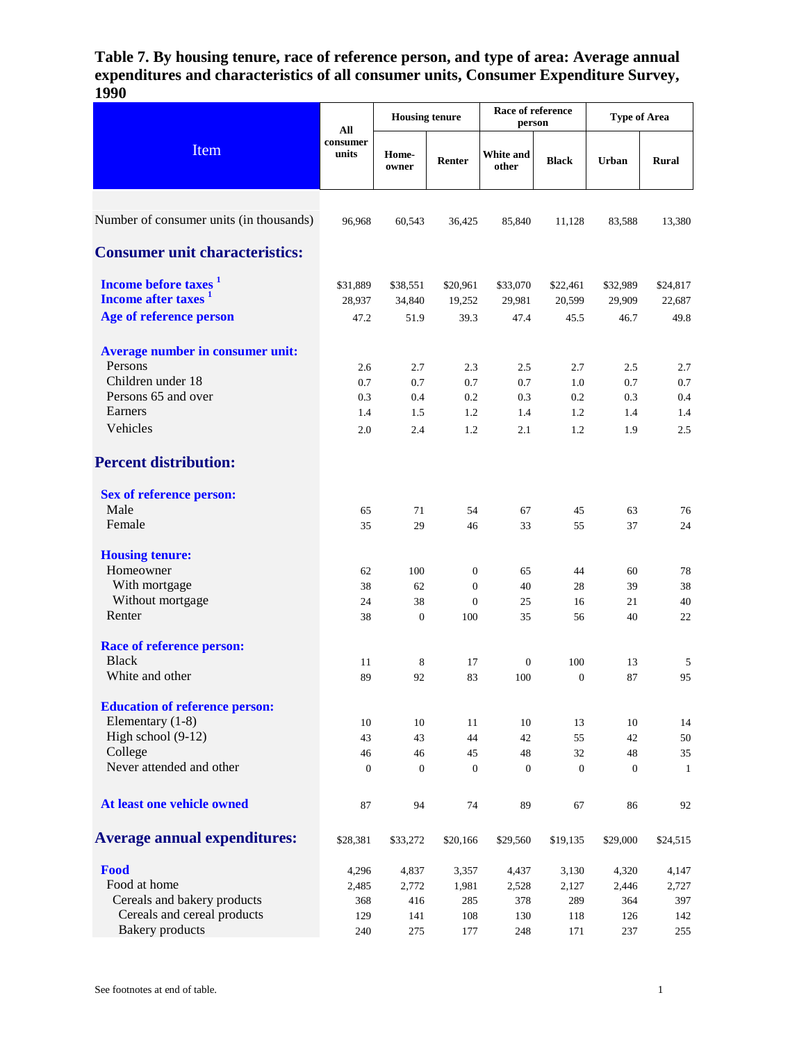# Table 7. By housing tenure, race of reference person, and type of area: Average annual expenditures and characteristics of all consumer units, Consumer Expenditure Survey, 1990

| Item | All consumer units | Housing tenure | | Race of reference person | | Type of Area | |
|---|---|---|---|---|---|---|---|
| | | Home-owner | Renter | White and other | Black | Urban | Rural |
| Number of consumer units (in thousands) | 96,968 | 60,543 | 36,425 | 85,840 | 11,128 | 83,588 | 13,380 |
| **Consumer unit characteristics:** | | | | | | | |
| **Income before taxes** [1] | $31,889 | $38,551 | $20,961 | $33,070 | $22,461 | $32,989 | $24,817 |
| **Income after taxes** [1] | 28,937 | 34,840 | 19,252 | 29,981 | 20,599 | 29,909 | 22,687 |
| **Age of reference person** | 47.2 | 51.9 | 39.3 | 47.4 | 45.5 | 46.7 | 49.8 |
| **Average number in consumer unit:** | | | | | | | |
| Persons | 2.6 | 2.7 | 2.3 | 2.5 | 2.7 | 2.5 | 2.7 |
| Children under 18 | 0.7 | 0.7 | 0.7 | 0.7 | 1.0 | 0.7 | 0.7 |
| Persons 65 and over | 0.3 | 0.4 | 0.2 | 0.3 | 0.2 | 0.3 | 0.4 |
| Earners | 1.4 | 1.5 | 1.2 | 1.4 | 1.2 | 1.4 | 1.4 |
| Vehicles | 2.0 | 2.4 | 1.2 | 2.1 | 1.2 | 1.9 | 2.5 |
| **Percent distribution:** | | | | | | | |
| **Sex of reference person:** | | | | | | | |
| Male | 65 | 71 | 54 | 67 | 45 | 63 | 76 |
| Female | 35 | 29 | 46 | 33 | 55 | 37 | 24 |
| **Housing tenure:** | | | | | | | |
| Homeowner | 62 | 100 | 0 | 65 | 44 | 60 | 78 |
| With mortgage | 38 | 62 | 0 | 40 | 28 | 39 | 38 |
| Without mortgage | 24 | 38 | 0 | 25 | 16 | 21 | 40 |
| Renter | 38 | 0 | 100 | 35 | 56 | 40 | 22 |
| **Race of reference person:** | | | | | | | |
| Black | 11 | 8 | 17 | 0 | 100 | 13 | 5 |
| White and other | 89 | 92 | 83 | 100 | 0 | 87 | 95 |
| **Education of reference person:** | | | | | | | |
| Elementary (1-8) | 10 | 10 | 11 | 10 | 13 | 10 | 14 |
| High school (9-12) | 43 | 43 | 44 | 42 | 55 | 42 | 50 |
| College | 46 | 46 | 45 | 48 | 32 | 48 | 35 |
| Never attended and other | 0 | 0 | 0 | 0 | 0 | 0 | 1 |
| **At least one vehicle owned** | 87 | 94 | 74 | 89 | 67 | 86 | 92 |
| **Average annual expenditures:** | $28,381 | $33,272 | $20,166 | $29,560 | $19,135 | $29,000 | $24,515 |
| **Food** | 4,296 | 4,837 | 3,357 | 4,437 | 3,130 | 4,320 | 4,147 |
| Food at home | 2,485 | 2,772 | 1,981 | 2,528 | 2,127 | 2,446 | 2,727 |
| Cereals and bakery products | 368 | 416 | 285 | 378 | 289 | 364 | 397 |
| Cereals and cereal products | 129 | 141 | 108 | 130 | 118 | 126 | 142 |
| Bakery products | 240 | 275 | 177 | 248 | 171 | 237 | 255 |

See footnotes at end of table.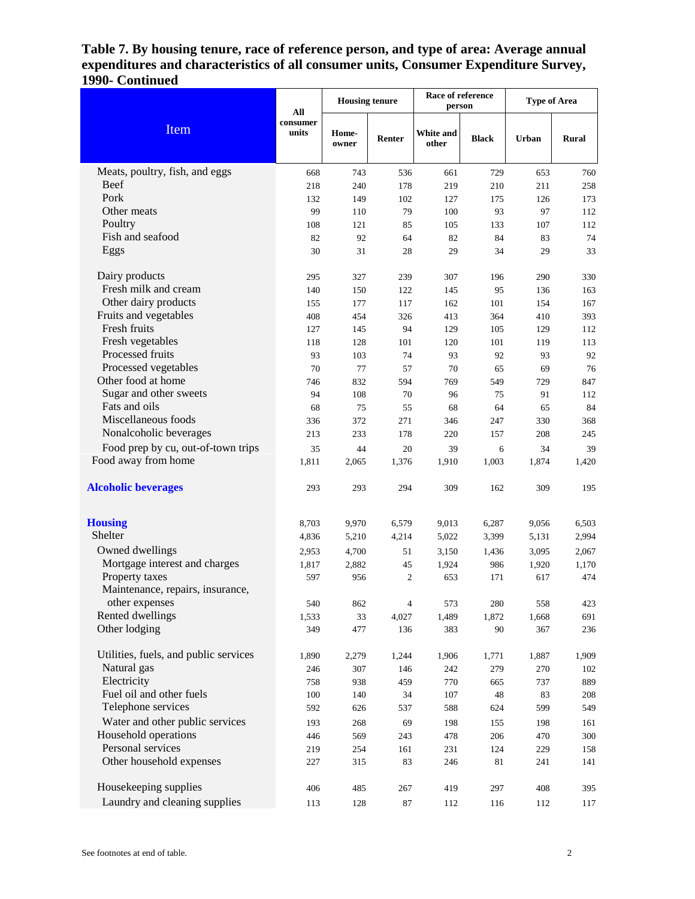**Table 7. By housing tenure, race of reference person, and type of area: Average annual expenditures and characteristics of all consumer units, Consumer Expenditure Survey, 1990- Continued**

| Item | All consumer units | Housing tenure | | Race of reference person | | Type of Area | |
|---|---|---|---|---|---|---|---|
| | | Home-owner | Renter | White and other | Black | Urban | Rural |
| Meats, poultry, fish, and eggs | 668 | 743 | 536 | 661 | 729 | 653 | 760 |
| Beef | 218 | 240 | 178 | 219 | 210 | 211 | 258 |
| Pork | 132 | 149 | 102 | 127 | 175 | 126 | 173 |
| Other meats | 99 | 110 | 79 | 100 | 93 | 97 | 112 |
| Poultry | 108 | 121 | 85 | 105 | 133 | 107 | 112 |
| Fish and seafood | 82 | 92 | 64 | 82 | 84 | 83 | 74 |
| Eggs | 30 | 31 | 28 | 29 | 34 | 29 | 33 |
| Dairy products | 295 | 327 | 239 | 307 | 196 | 290 | 330 |
| Fresh milk and cream | 140 | 150 | 122 | 145 | 95 | 136 | 163 |
| Other dairy products | 155 | 177 | 117 | 162 | 101 | 154 | 167 |
| Fruits and vegetables | 408 | 454 | 326 | 413 | 364 | 410 | 393 |
| Fresh fruits | 127 | 145 | 94 | 129 | 105 | 129 | 112 |
| Fresh vegetables | 118 | 128 | 101 | 120 | 101 | 119 | 113 |
| Processed fruits | 93 | 103 | 74 | 93 | 92 | 93 | 92 |
| Processed vegetables | 70 | 77 | 57 | 70 | 65 | 69 | 76 |
| Other food at home | 746 | 832 | 594 | 769 | 549 | 729 | 847 |
| Sugar and other sweets | 94 | 108 | 70 | 96 | 75 | 91 | 112 |
| Fats and oils | 68 | 75 | 55 | 68 | 64 | 65 | 84 |
| Miscellaneous foods | 336 | 372 | 271 | 346 | 247 | 330 | 368 |
| Nonalcoholic beverages | 213 | 233 | 178 | 220 | 157 | 208 | 245 |
| Food prep by cu, out-of-town trips | 35 | 44 | 20 | 39 | 6 | 34 | 39 |
| Food away from home | 1,811 | 2,065 | 1,376 | 1,910 | 1,003 | 1,874 | 1,420 |
| **Alcoholic beverages** | 293 | 293 | 294 | 309 | 162 | 309 | 195 |
| **Housing** | 8,703 | 9,970 | 6,579 | 9,013 | 6,287 | 9,056 | 6,503 |
| Shelter | 4,836 | 5,210 | 4,214 | 5,022 | 3,399 | 5,131 | 2,994 |
| Owned dwellings | 2,953 | 4,700 | 51 | 3,150 | 1,436 | 3,095 | 2,067 |
| Mortgage interest and charges | 1,817 | 2,882 | 45 | 1,924 | 986 | 1,920 | 1,170 |
| Property taxes | 597 | 956 | 2 | 653 | 171 | 617 | 474 |
| Maintenance, repairs, insurance, other expenses | 540 | 862 | 4 | 573 | 280 | 558 | 423 |
| Rented dwellings | 1,533 | 33 | 4,027 | 1,489 | 1,872 | 1,668 | 691 |
| Other lodging | 349 | 477 | 136 | 383 | 90 | 367 | 236 |
| Utilities, fuels, and public services | 1,890 | 2,279 | 1,244 | 1,906 | 1,771 | 1,887 | 1,909 |
| Natural gas | 246 | 307 | 146 | 242 | 279 | 270 | 102 |
| Electricity | 758 | 938 | 459 | 770 | 665 | 737 | 889 |
| Fuel oil and other fuels | 100 | 140 | 34 | 107 | 48 | 83 | 208 |
| Telephone services | 592 | 626 | 537 | 588 | 624 | 599 | 549 |
| Water and other public services | 193 | 268 | 69 | 198 | 155 | 198 | 161 |
| Household operations | 446 | 569 | 243 | 478 | 206 | 470 | 300 |
| Personal services | 219 | 254 | 161 | 231 | 124 | 229 | 158 |
| Other household expenses | 227 | 315 | 83 | 246 | 81 | 241 | 141 |
| Housekeeping supplies | 406 | 485 | 267 | 419 | 297 | 408 | 395 |
| Laundry and cleaning supplies | 113 | 128 | 87 | 112 | 116 | 112 | 117 |

See footnotes at end of table.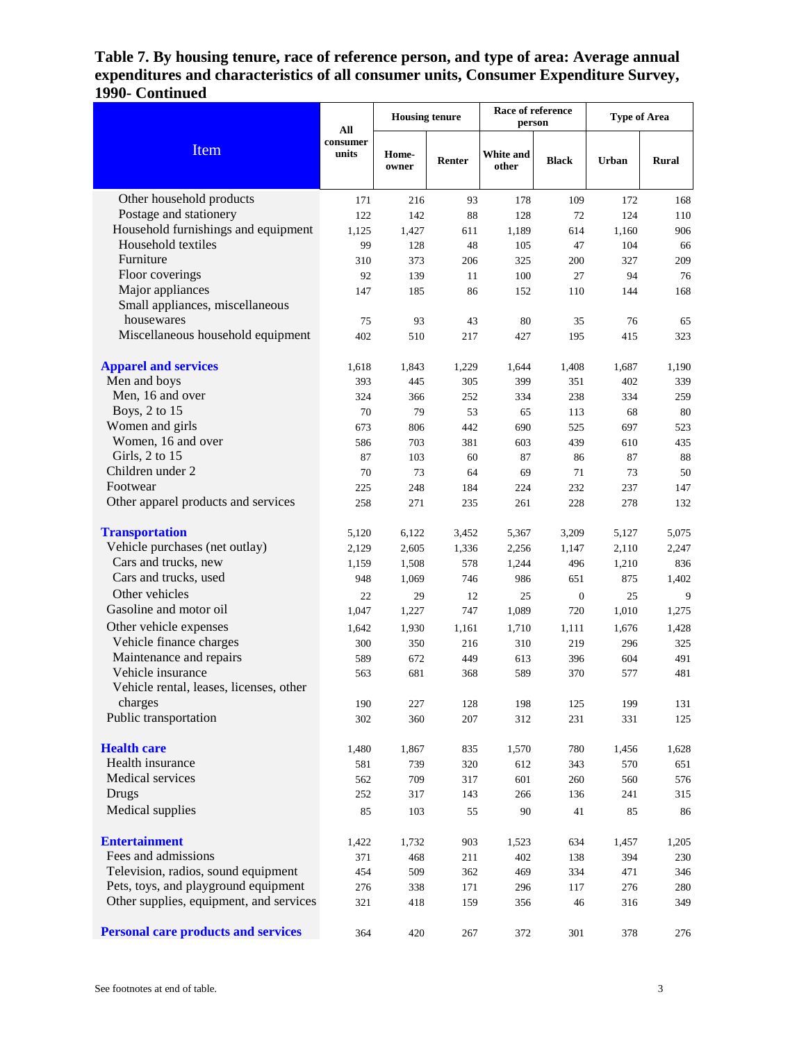**Table 7. By housing tenure, race of reference person, and type of area: Average annual expenditures and characteristics of all consumer units, Consumer Expenditure Survey, 1990- Continued**

| Item | All consumer units | Housing tenure | | Race of reference person | | Type of Area | |
|---|---|---|---|---|---|---|---|
| | | Home-owner | Renter | White and other | Black | Urban | Rural |
| Other household products | 171 | 216 | 93 | 178 | 109 | 172 | 168 |
| Postage and stationery | 122 | 142 | 88 | 128 | 72 | 124 | 110 |
| Household furnishings and equipment | 1,125 | 1,427 | 611 | 1,189 | 614 | 1,160 | 906 |
| Household textiles | 99 | 128 | 48 | 105 | 47 | 104 | 66 |
| Furniture | 310 | 373 | 206 | 325 | 200 | 327 | 209 |
| Floor coverings | 92 | 139 | 11 | 100 | 27 | 94 | 76 |
| Major appliances | 147 | 185 | 86 | 152 | 110 | 144 | 168 |
| Small appliances, miscellaneous housewares | 75 | 93 | 43 | 80 | 35 | 76 | 65 |
| Miscellaneous household equipment | 402 | 510 | 217 | 427 | 195 | 415 | 323 |
| **Apparel and services** | 1,618 | 1,843 | 1,229 | 1,644 | 1,408 | 1,687 | 1,190 |
| Men and boys | 393 | 445 | 305 | 399 | 351 | 402 | 339 |
| Men, 16 and over | 324 | 366 | 252 | 334 | 238 | 334 | 259 |
| Boys, 2 to 15 | 70 | 79 | 53 | 65 | 113 | 68 | 80 |
| Women and girls | 673 | 806 | 442 | 690 | 525 | 697 | 523 |
| Women, 16 and over | 586 | 703 | 381 | 603 | 439 | 610 | 435 |
| Girls, 2 to 15 | 87 | 103 | 60 | 87 | 86 | 87 | 88 |
| Children under 2 | 70 | 73 | 64 | 69 | 71 | 73 | 50 |
| Footwear | 225 | 248 | 184 | 224 | 232 | 237 | 147 |
| Other apparel products and services | 258 | 271 | 235 | 261 | 228 | 278 | 132 |
| **Transportation** | 5,120 | 6,122 | 3,452 | 5,367 | 3,209 | 5,127 | 5,075 |
| Vehicle purchases (net outlay) | 2,129 | 2,605 | 1,336 | 2,256 | 1,147 | 2,110 | 2,247 |
| Cars and trucks, new | 1,159 | 1,508 | 578 | 1,244 | 496 | 1,210 | 836 |
| Cars and trucks, used | 948 | 1,069 | 746 | 986 | 651 | 875 | 1,402 |
| Other vehicles | 22 | 29 | 12 | 25 | 0 | 25 | 9 |
| Gasoline and motor oil | 1,047 | 1,227 | 747 | 1,089 | 720 | 1,010 | 1,275 |
| Other vehicle expenses | 1,642 | 1,930 | 1,161 | 1,710 | 1,111 | 1,676 | 1,428 |
| Vehicle finance charges | 300 | 350 | 216 | 310 | 219 | 296 | 325 |
| Maintenance and repairs | 589 | 672 | 449 | 613 | 396 | 604 | 491 |
| Vehicle insurance | 563 | 681 | 368 | 589 | 370 | 577 | 481 |
| Vehicle rental, leases, licenses, other charges | 190 | 227 | 128 | 198 | 125 | 199 | 131 |
| Public transportation | 302 | 360 | 207 | 312 | 231 | 331 | 125 |
| **Health care** | 1,480 | 1,867 | 835 | 1,570 | 780 | 1,456 | 1,628 |
| Health insurance | 581 | 739 | 320 | 612 | 343 | 570 | 651 |
| Medical services | 562 | 709 | 317 | 601 | 260 | 560 | 576 |
| Drugs | 252 | 317 | 143 | 266 | 136 | 241 | 315 |
| Medical supplies | 85 | 103 | 55 | 90 | 41 | 85 | 86 |
| **Entertainment** | 1,422 | 1,732 | 903 | 1,523 | 634 | 1,457 | 1,205 |
| Fees and admissions | 371 | 468 | 211 | 402 | 138 | 394 | 230 |
| Television, radios, sound equipment | 454 | 509 | 362 | 469 | 334 | 471 | 346 |
| Pets, toys, and playground equipment | 276 | 338 | 171 | 296 | 117 | 276 | 280 |
| Other supplies, equipment, and services | 321 | 418 | 159 | 356 | 46 | 316 | 349 |
| **Personal care products and services** | 364 | 420 | 267 | 372 | 301 | 378 | 276 |

See footnotes at end of table.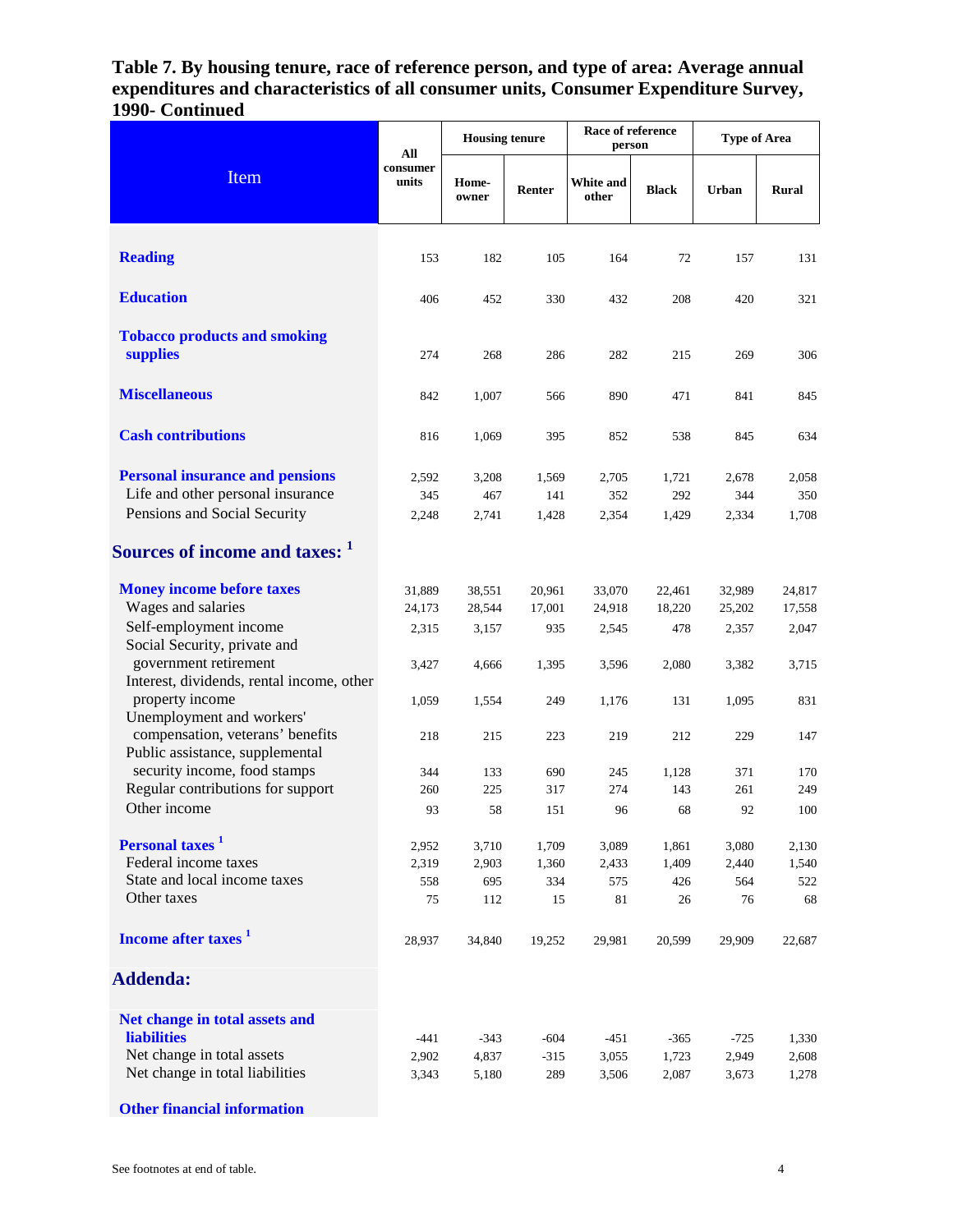# Table 7. By housing tenure, race of reference person, and type of area: Average annual expenditures and characteristics of all consumer units, Consumer Expenditure Survey, 1990- Continued

| Item | All consumer units | Housing tenure | | Race of reference person | | Type of Area | |
|---|---|---|---|---|---|---|---|
| | | Home-owner | Renter | White and other | Black | Urban | Rural |
| **Reading** | 153 | 182 | 105 | 164 | 72 | 157 | 131 |
| **Education** | 406 | 452 | 330 | 432 | 208 | 420 | 321 |
| **Tobacco products and smoking supplies** | 274 | 268 | 286 | 282 | 215 | 269 | 306 |
| **Miscellaneous** | 842 | 1,007 | 566 | 890 | 471 | 841 | 845 |
| **Cash contributions** | 816 | 1,069 | 395 | 852 | 538 | 845 | 634 |
| **Personal insurance and pensions** | 2,592 | 3,208 | 1,569 | 2,705 | 1,721 | 2,678 | 2,058 |
| Life and other personal insurance | 345 | 467 | 141 | 352 | 292 | 344 | 350 |
| Pensions and Social Security | 2,248 | 2,741 | 1,428 | 2,354 | 1,429 | 2,334 | 1,708 |
| **Sources of income and taxes:** [1] | | | | | | | |
| **Money income before taxes** | 31,889 | 38,551 | 20,961 | 33,070 | 22,461 | 32,989 | 24,817 |
| Wages and salaries | 24,173 | 28,544 | 17,001 | 24,918 | 18,220 | 25,202 | 17,558 |
| Self-employment income | 2,315 | 3,157 | 935 | 2,545 | 478 | 2,357 | 2,047 |
| Social Security, private and government retirement | 3,427 | 4,666 | 1,395 | 3,596 | 2,080 | 3,382 | 3,715 |
| Interest, dividends, rental income, other property income | 1,059 | 1,554 | 249 | 1,176 | 131 | 1,095 | 831 |
| Unemployment and workers' compensation, veterans' benefits | 218 | 215 | 223 | 219 | 212 | 229 | 147 |
| Public assistance, supplemental security income, food stamps | 344 | 133 | 690 | 245 | 1,128 | 371 | 170 |
| Regular contributions for support | 260 | 225 | 317 | 274 | 143 | 261 | 249 |
| Other income | 93 | 58 | 151 | 96 | 68 | 92 | 100 |
| **Personal taxes** [1] | 2,952 | 3,710 | 1,709 | 3,089 | 1,861 | 3,080 | 2,130 |
| Federal income taxes | 2,319 | 2,903 | 1,360 | 2,433 | 1,409 | 2,440 | 1,540 |
| State and local income taxes | 558 | 695 | 334 | 575 | 426 | 564 | 522 |
| Other taxes | 75 | 112 | 15 | 81 | 26 | 76 | 68 |
| **Income after taxes** [1] | 28,937 | 34,840 | 19,252 | 29,981 | 20,599 | 29,909 | 22,687 |
| **Addenda:** | | | | | | | |
| **Net change in total assets and liabilities** | -441 | -343 | -604 | -451 | -365 | -725 | 1,330 |
| Net change in total assets | 2,902 | 4,837 | -315 | 3,055 | 1,723 | 2,949 | 2,608 |
| Net change in total liabilities | 3,343 | 5,180 | 289 | 3,506 | 2,087 | 3,673 | 1,278 |
| **Other financial information** | | | | | | | |

See footnotes at end of table.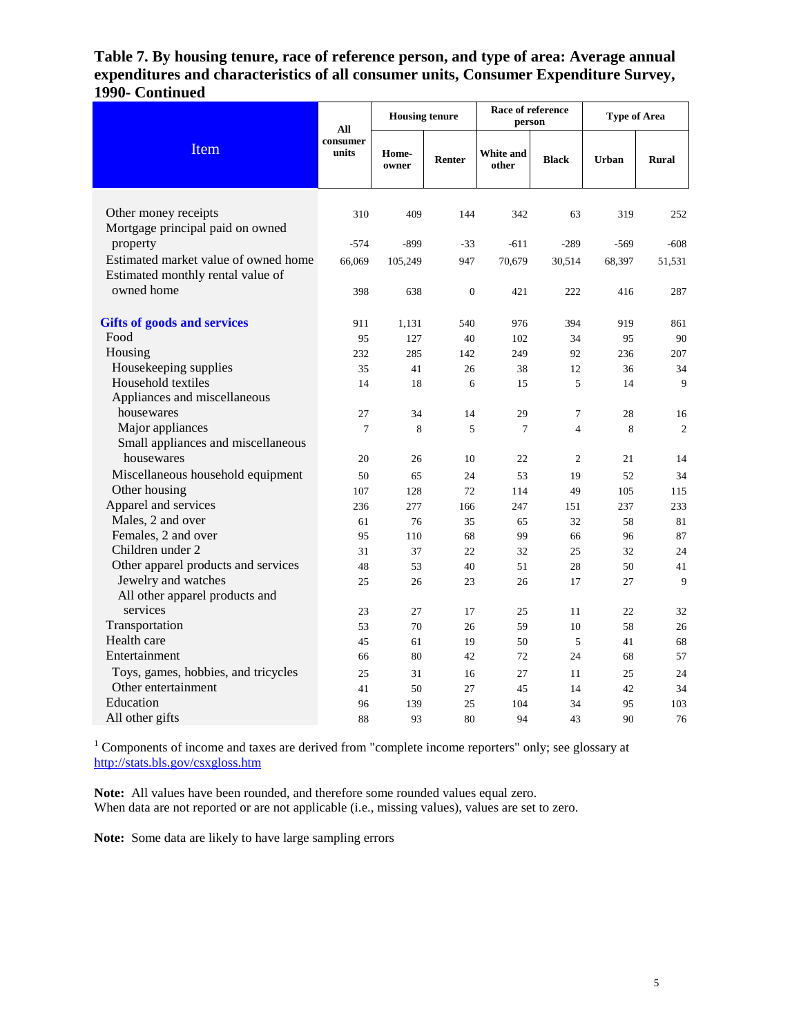**Table 7. By housing tenure, race of reference person, and type of area: Average annual expenditures and characteristics of all consumer units, Consumer Expenditure Survey, 1990- Continued**

| Item | All consumer units | Housing tenure | | Race of reference person | | Type of Area | |
|---|---|---|---|---|---|---|---|
| | | Home-owner | Renter | White and other | Black | Urban | Rural |
| Other money receipts | 310 | 409 | 144 | 342 | 63 | 319 | 252 |
| Mortgage principal paid on owned property | -574 | -899 | -33 | -611 | -289 | -569 | -608 |
| Estimated market value of owned home | 66,069 | 105,249 | 947 | 70,679 | 30,514 | 68,397 | 51,531 |
| Estimated monthly rental value of owned home | 398 | 638 | 0 | 421 | 222 | 416 | 287 |
| **Gifts of goods and services** | 911 | 1,131 | 540 | 976 | 394 | 919 | 861 |
| Food | 95 | 127 | 40 | 102 | 34 | 95 | 90 |
| Housing | 232 | 285 | 142 | 249 | 92 | 236 | 207 |
| Housekeeping supplies | 35 | 41 | 26 | 38 | 12 | 36 | 34 |
| Household textiles | 14 | 18 | 6 | 15 | 5 | 14 | 9 |
| Appliances and miscellaneous housewares | 27 | 34 | 14 | 29 | 7 | 28 | 16 |
| Major appliances | 7 | 8 | 5 | 7 | 4 | 8 | 2 |
| Small appliances and miscellaneous housewares | 20 | 26 | 10 | 22 | 2 | 21 | 14 |
| Miscellaneous household equipment | 50 | 65 | 24 | 53 | 19 | 52 | 34 |
| Other housing | 107 | 128 | 72 | 114 | 49 | 105 | 115 |
| Apparel and services | 236 | 277 | 166 | 247 | 151 | 237 | 233 |
| Males, 2 and over | 61 | 76 | 35 | 65 | 32 | 58 | 81 |
| Females, 2 and over | 95 | 110 | 68 | 99 | 66 | 96 | 87 |
| Children under 2 | 31 | 37 | 22 | 32 | 25 | 32 | 24 |
| Other apparel products and services | 48 | 53 | 40 | 51 | 28 | 50 | 41 |
| Jewelry and watches | 25 | 26 | 23 | 26 | 17 | 27 | 9 |
| All other apparel products and services | 23 | 27 | 17 | 25 | 11 | 22 | 32 |
| Transportation | 53 | 70 | 26 | 59 | 10 | 58 | 26 |
| Health care | 45 | 61 | 19 | 50 | 5 | 41 | 68 |
| Entertainment | 66 | 80 | 42 | 72 | 24 | 68 | 57 |
| Toys, games, hobbies, and tricycles | 25 | 31 | 16 | 27 | 11 | 25 | 24 |
| Other entertainment | 41 | 50 | 27 | 45 | 14 | 42 | 34 |
| Education | 96 | 139 | 25 | 104 | 34 | 95 | 103 |
| All other gifts | 88 | 93 | 80 | 94 | 43 | 90 | 76 |

[1] Components of income and taxes are derived from "complete income reporters" only; see glossary at http://stats.bls.gov/csxgloss.htm

**Note:** All values have been rounded, and therefore some rounded values equal zero.
When data are not reported or are not applicable (i.e., missing values), values are set to zero.

**Note:** Some data are likely to have large sampling errors